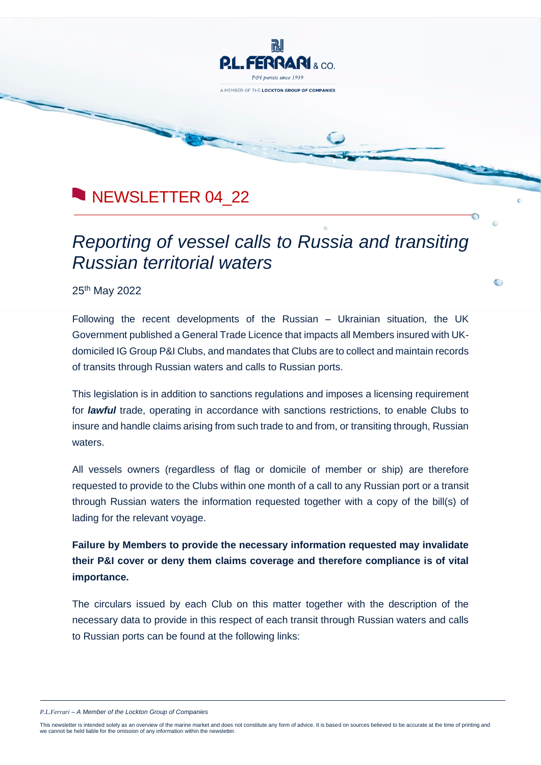# NEWSLETTER 04_22

## *Reporting of vessel calls to Russia and transiting Russian territorial waters*

25th May 2022

Following the recent developments of the Russian – Ukrainian situation, the UK Government published a General Trade Licence that impacts all Members insured with UK-domiciled IG Group P&I Clubs, and mandates that Clubs are to collect and maintain records of transits through Russian waters and calls to Russian ports.

This legislation is in addition to sanctions regulations and imposes a licensing requirement for ***lawful*** trade, operating in accordance with sanctions restrictions, to enable Clubs to insure and handle claims arising from such trade to and from, or transiting through, Russian waters.

All vessels owners (regardless of flag or domicile of member or ship) are therefore requested to provide to the Clubs within one month of a call to any Russian port or a transit through Russian waters the information requested together with a copy of the bill(s) of lading for the relevant voyage.

**Failure by Members to provide the necessary information requested may invalidate their P&I cover or deny them claims coverage and therefore compliance is of vital importance.**

The circulars issued by each Club on this matter together with the description of the necessary data to provide in this respect of each transit through Russian waters and calls to Russian ports can be found at the following links:

*P.L.Ferrari – A Member of the Lockton Group of Companies*

This newsletter is intended solely as an overview of the marine market and does not constitute any form of advice. It is based on sources believed to be accurate at the time of printing and we cannot be held liable for the omission of any information within the newsletter.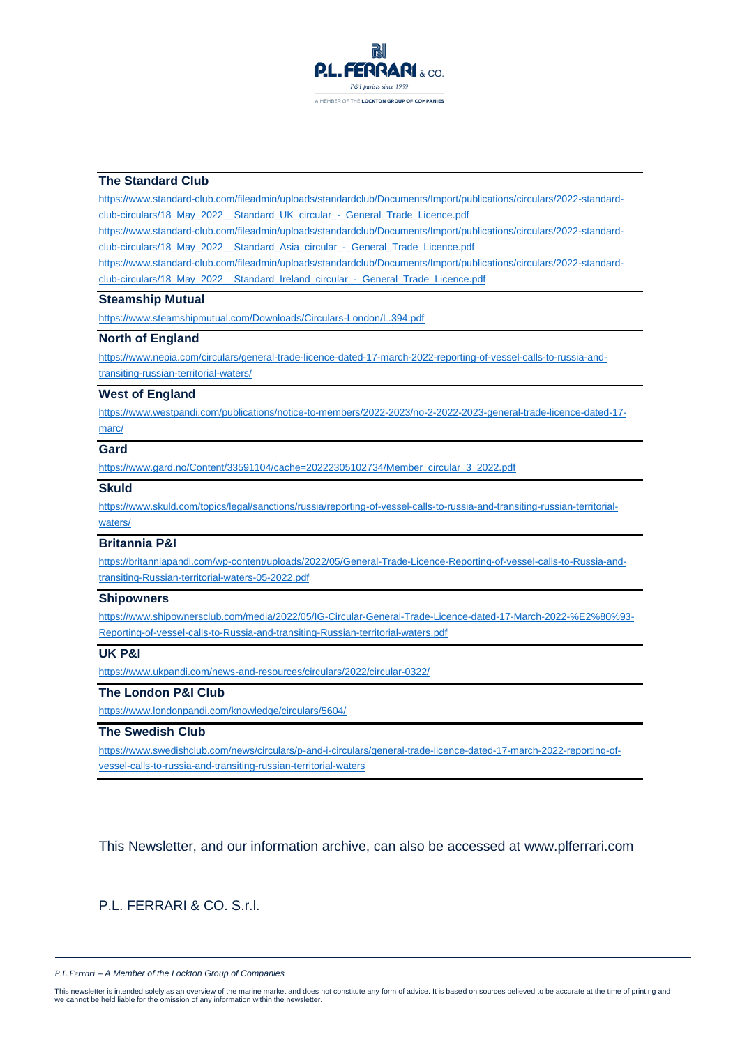### The Standard Club

https://www.standard-club.com/fileadmin/uploads/standardclub/Documents/Import/publications/circulars/2022-standard-club-circulars/18_May_2022__Standard_UK_circular_-_General_Trade_Licence.pdf

https://www.standard-club.com/fileadmin/uploads/standardclub/Documents/Import/publications/circulars/2022-standard-club-circulars/18_May_2022__Standard_Asia_circular_-_General_Trade_Licence.pdf

https://www.standard-club.com/fileadmin/uploads/standardclub/Documents/Import/publications/circulars/2022-standard-club-circulars/18_May_2022__Standard_Ireland_circular_-_General_Trade_Licence.pdf

### Steamship Mutual

https://www.steamshipmutual.com/Downloads/Circulars-London/L.394.pdf

### North of England

https://www.nepia.com/circulars/general-trade-licence-dated-17-march-2022-reporting-of-vessel-calls-to-russia-and-transiting-russian-territorial-waters/

### West of England

https://www.westpandi.com/publications/notice-to-members/2022-2023/no-2-2022-2023-general-trade-licence-dated-17-marc/

### Gard

https://www.gard.no/Content/33591104/cache=20222305102734/Member_circular_3_2022.pdf

### Skuld

https://www.skuld.com/topics/legal/sanctions/russia/reporting-of-vessel-calls-to-russia-and-transiting-russian-territorial-waters/

### Britannia P&I

https://britanniapandi.com/wp-content/uploads/2022/05/General-Trade-Licence-Reporting-of-vessel-calls-to-Russia-and-transiting-Russian-territorial-waters-05-2022.pdf

### Shipowners

https://www.shipownersclub.com/media/2022/05/IG-Circular-General-Trade-Licence-dated-17-March-2022-%E2%80%93-Reporting-of-vessel-calls-to-Russia-and-transiting-Russian-territorial-waters.pdf

### UK P&I

https://www.ukpandi.com/news-and-resources/circulars/2022/circular-0322/

### The London P&I Club

https://www.londonpandi.com/knowledge/circulars/5604/

### The Swedish Club

https://www.swedishclub.com/news/circulars/p-and-i-circulars/general-trade-licence-dated-17-march-2022-reporting-of-vessel-calls-to-russia-and-transiting-russian-territorial-waters

This Newsletter, and our information archive, can also be accessed at www.plferrari.com

P.L. FERRARI & CO. S.r.l.

*P.L.Ferrari – A Member of the Lockton Group of Companies*

This newsletter is intended solely as an overview of the marine market and does not constitute any form of advice. It is based on sources believed to be accurate at the time of printing and we cannot be held liable for the omission of any information within the newsletter.